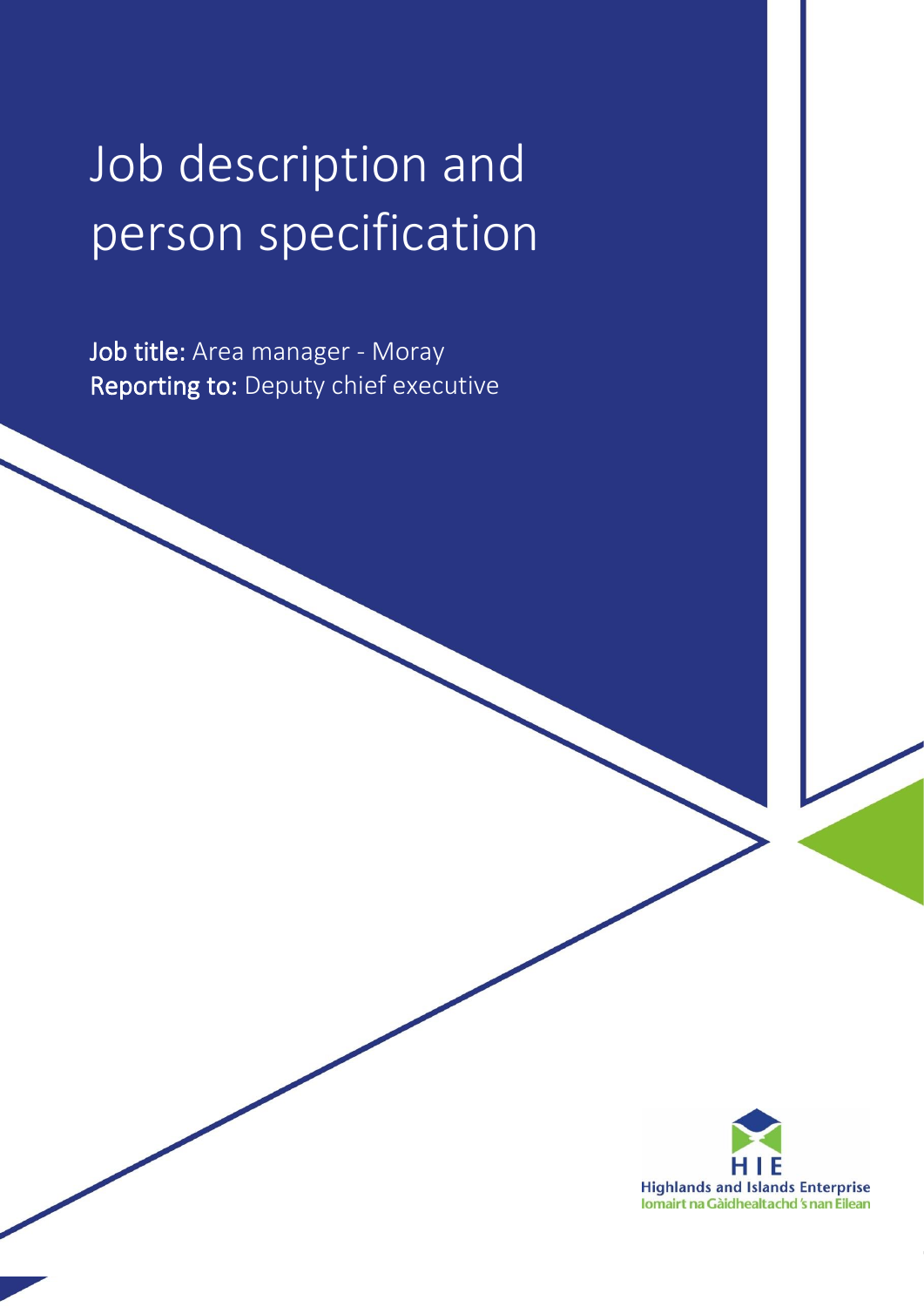# Job description and person specification

**Job title:** Area manager - Moray
**Reporting to:** Deputy chief executive

HIE
Highlands and Islands Enterprise
Iomairt na Gàidhealtachd 's nan Eilean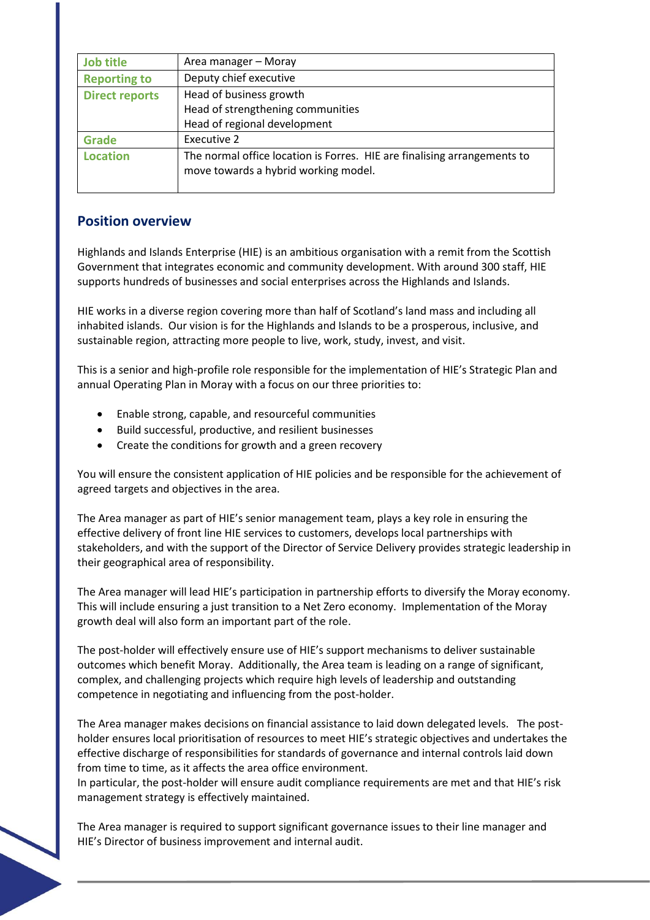| Job title | Area manager – Moray |
|---|---|
| Reporting to | Deputy chief executive |
| Direct reports | Head of business growth<br>Head of strengthening communities<br>Head of regional development |
| Grade | Executive 2 |
| Location | The normal office location is Forres. HIE are finalising arrangements to move towards a hybrid working model. |

## Position overview

Highlands and Islands Enterprise (HIE) is an ambitious organisation with a remit from the Scottish Government that integrates economic and community development. With around 300 staff, HIE supports hundreds of businesses and social enterprises across the Highlands and Islands.

HIE works in a diverse region covering more than half of Scotland's land mass and including all inhabited islands. Our vision is for the Highlands and Islands to be a prosperous, inclusive, and sustainable region, attracting more people to live, work, study, invest, and visit.

This is a senior and high-profile role responsible for the implementation of HIE's Strategic Plan and annual Operating Plan in Moray with a focus on our three priorities to:

- Enable strong, capable, and resourceful communities
- Build successful, productive, and resilient businesses
- Create the conditions for growth and a green recovery

You will ensure the consistent application of HIE policies and be responsible for the achievement of agreed targets and objectives in the area.

The Area manager as part of HIE's senior management team, plays a key role in ensuring the effective delivery of front line HIE services to customers, develops local partnerships with stakeholders, and with the support of the Director of Service Delivery provides strategic leadership in their geographical area of responsibility.

The Area manager will lead HIE's participation in partnership efforts to diversify the Moray economy. This will include ensuring a just transition to a Net Zero economy. Implementation of the Moray growth deal will also form an important part of the role.

The post-holder will effectively ensure use of HIE's support mechanisms to deliver sustainable outcomes which benefit Moray. Additionally, the Area team is leading on a range of significant, complex, and challenging projects which require high levels of leadership and outstanding competence in negotiating and influencing from the post-holder.

The Area manager makes decisions on financial assistance to laid down delegated levels. The post-holder ensures local prioritisation of resources to meet HIE's strategic objectives and undertakes the effective discharge of responsibilities for standards of governance and internal controls laid down from time to time, as it affects the area office environment.
In particular, the post-holder will ensure audit compliance requirements are met and that HIE's risk management strategy is effectively maintained.

The Area manager is required to support significant governance issues to their line manager and HIE's Director of business improvement and internal audit.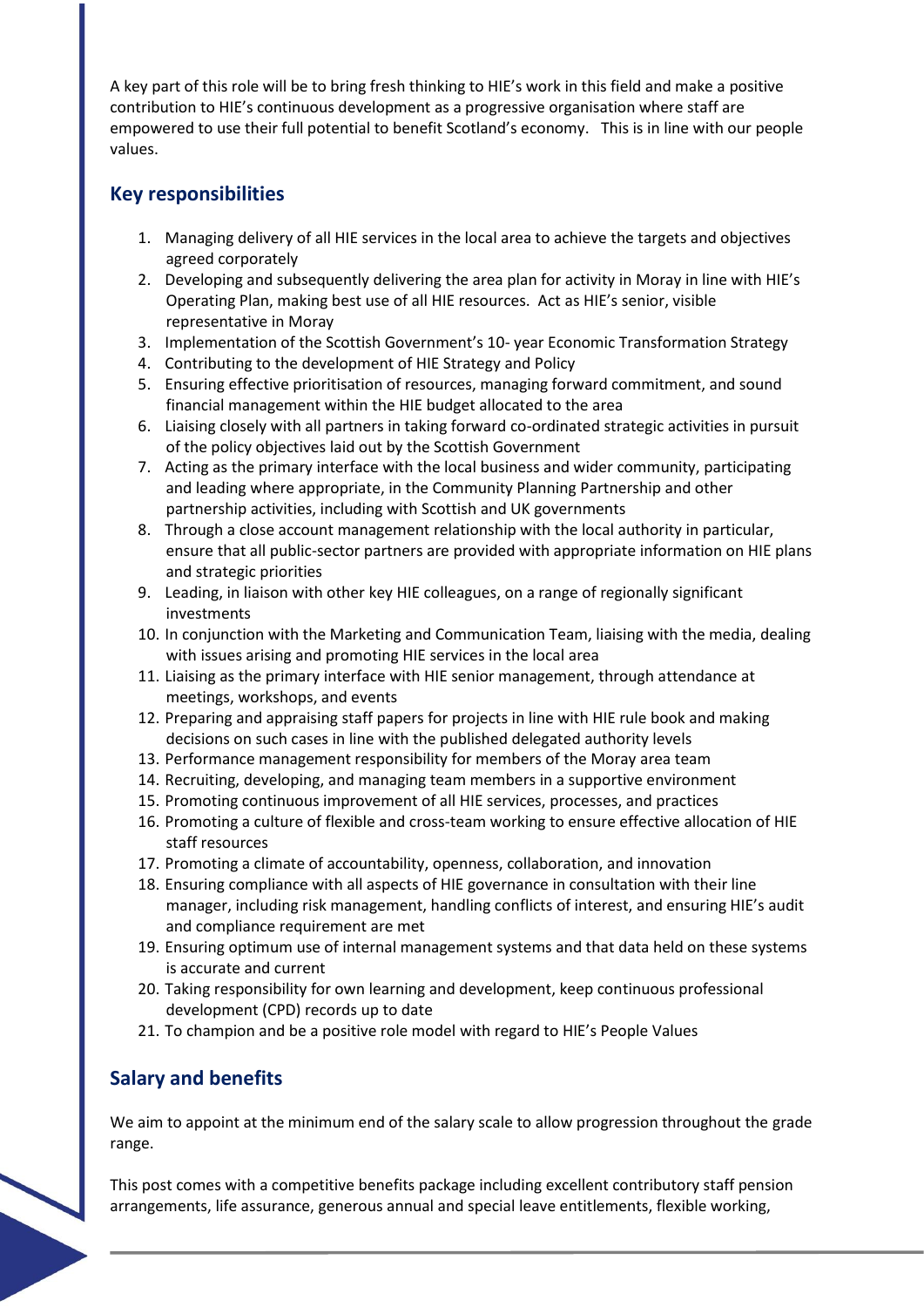A key part of this role will be to bring fresh thinking to HIE's work in this field and make a positive contribution to HIE's continuous development as a progressive organisation where staff are empowered to use their full potential to benefit Scotland's economy. This is in line with our people values.

## Key responsibilities

1. Managing delivery of all HIE services in the local area to achieve the targets and objectives agreed corporately
2. Developing and subsequently delivering the area plan for activity in Moray in line with HIE's Operating Plan, making best use of all HIE resources. Act as HIE's senior, visible representative in Moray
3. Implementation of the Scottish Government's 10- year Economic Transformation Strategy
4. Contributing to the development of HIE Strategy and Policy
5. Ensuring effective prioritisation of resources, managing forward commitment, and sound financial management within the HIE budget allocated to the area
6. Liaising closely with all partners in taking forward co-ordinated strategic activities in pursuit of the policy objectives laid out by the Scottish Government
7. Acting as the primary interface with the local business and wider community, participating and leading where appropriate, in the Community Planning Partnership and other partnership activities, including with Scottish and UK governments
8. Through a close account management relationship with the local authority in particular, ensure that all public-sector partners are provided with appropriate information on HIE plans and strategic priorities
9. Leading, in liaison with other key HIE colleagues, on a range of regionally significant investments
10. In conjunction with the Marketing and Communication Team, liaising with the media, dealing with issues arising and promoting HIE services in the local area
11. Liaising as the primary interface with HIE senior management, through attendance at meetings, workshops, and events
12. Preparing and appraising staff papers for projects in line with HIE rule book and making decisions on such cases in line with the published delegated authority levels
13. Performance management responsibility for members of the Moray area team
14. Recruiting, developing, and managing team members in a supportive environment
15. Promoting continuous improvement of all HIE services, processes, and practices
16. Promoting a culture of flexible and cross-team working to ensure effective allocation of HIE staff resources
17. Promoting a climate of accountability, openness, collaboration, and innovation
18. Ensuring compliance with all aspects of HIE governance in consultation with their line manager, including risk management, handling conflicts of interest, and ensuring HIE's audit and compliance requirement are met
19. Ensuring optimum use of internal management systems and that data held on these systems is accurate and current
20. Taking responsibility for own learning and development, keep continuous professional development (CPD) records up to date
21. To champion and be a positive role model with regard to HIE's People Values

## Salary and benefits

We aim to appoint at the minimum end of the salary scale to allow progression throughout the grade range.

This post comes with a competitive benefits package including excellent contributory staff pension arrangements, life assurance, generous annual and special leave entitlements, flexible working,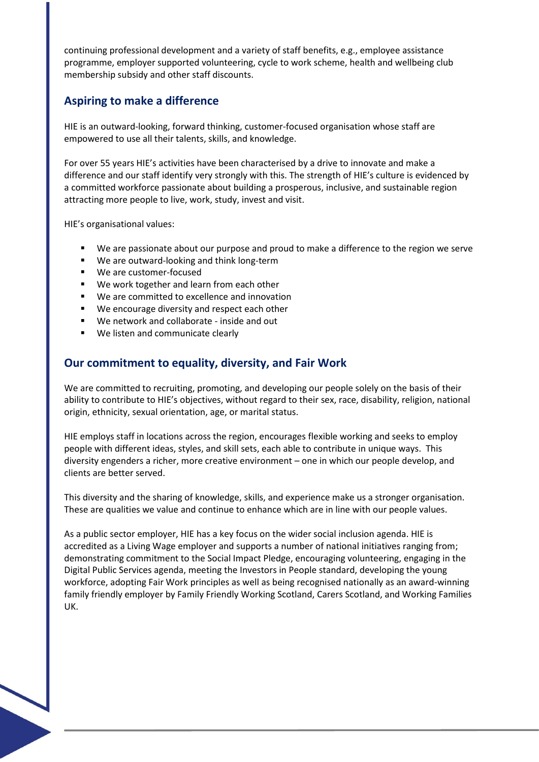continuing professional development and a variety of staff benefits, e.g., employee assistance programme, employer supported volunteering, cycle to work scheme, health and wellbeing club membership subsidy and other staff discounts.

## Aspiring to make a difference

HIE is an outward-looking, forward thinking, customer-focused organisation whose staff are empowered to use all their talents, skills, and knowledge.

For over 55 years HIE's activities have been characterised by a drive to innovate and make a difference and our staff identify very strongly with this. The strength of HIE's culture is evidenced by a committed workforce passionate about building a prosperous, inclusive, and sustainable region attracting more people to live, work, study, invest and visit.

HIE's organisational values:

- We are passionate about our purpose and proud to make a difference to the region we serve
- We are outward-looking and think long-term
- We are customer-focused
- We work together and learn from each other
- We are committed to excellence and innovation
- We encourage diversity and respect each other
- We network and collaborate - inside and out
- We listen and communicate clearly

## Our commitment to equality, diversity, and Fair Work

We are committed to recruiting, promoting, and developing our people solely on the basis of their ability to contribute to HIE's objectives, without regard to their sex, race, disability, religion, national origin, ethnicity, sexual orientation, age, or marital status.

HIE employs staff in locations across the region, encourages flexible working and seeks to employ people with different ideas, styles, and skill sets, each able to contribute in unique ways. This diversity engenders a richer, more creative environment – one in which our people develop, and clients are better served.

This diversity and the sharing of knowledge, skills, and experience make us a stronger organisation. These are qualities we value and continue to enhance which are in line with our people values.

As a public sector employer, HIE has a key focus on the wider social inclusion agenda. HIE is accredited as a Living Wage employer and supports a number of national initiatives ranging from; demonstrating commitment to the Social Impact Pledge, encouraging volunteering, engaging in the Digital Public Services agenda, meeting the Investors in People standard, developing the young workforce, adopting Fair Work principles as well as being recognised nationally as an award-winning family friendly employer by Family Friendly Working Scotland, Carers Scotland, and Working Families UK.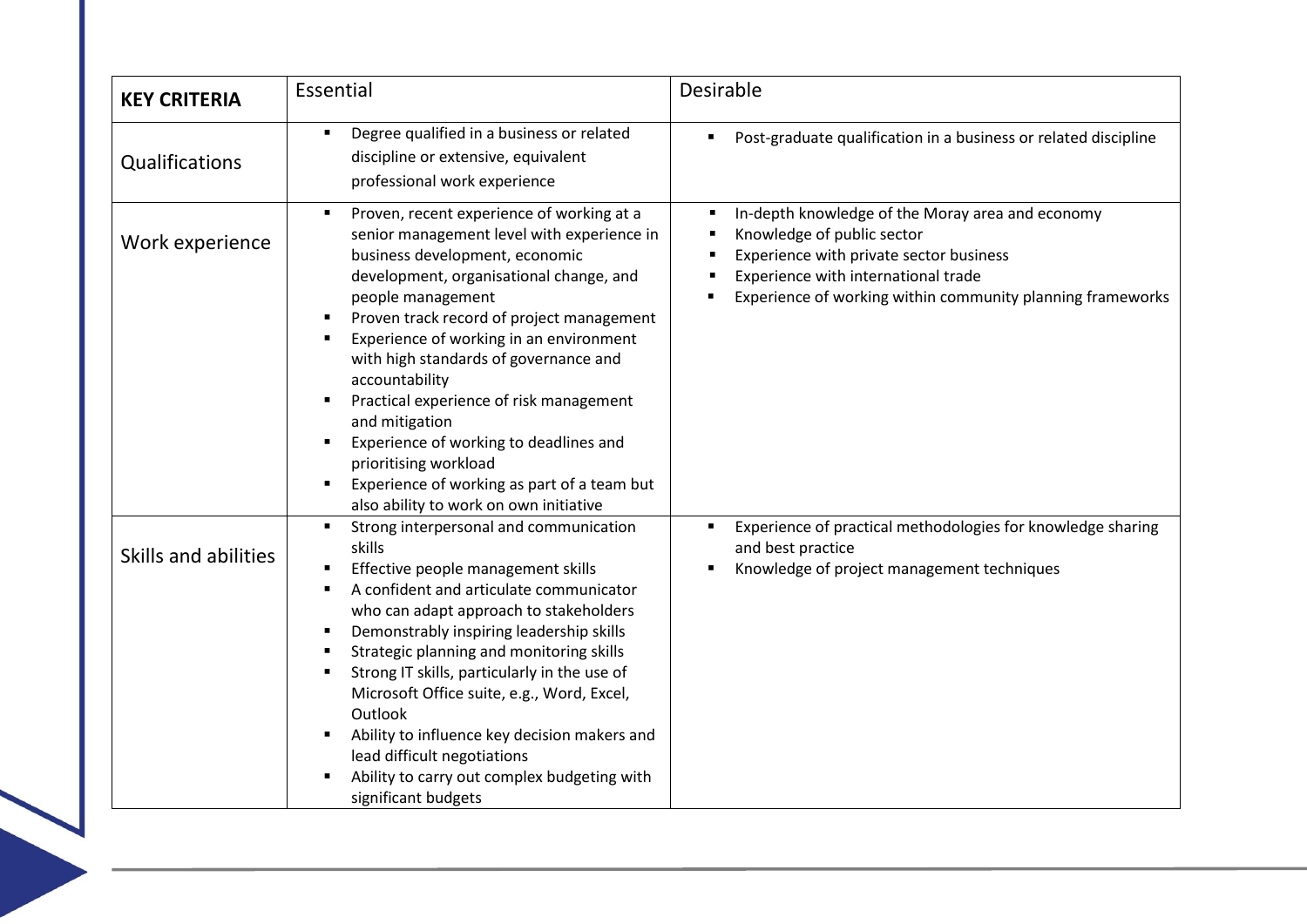| **KEY CRITERIA** | Essential | Desirable |
|---|---|---|
| Qualifications | ▪ Degree qualified in a business or related discipline or extensive, equivalent professional work experience | ▪ Post-graduate qualification in a business or related discipline |
| Work experience | ▪ Proven, recent experience of working at a senior management level with experience in business development, economic development, organisational change, and people management<br>▪ Proven track record of project management<br>▪ Experience of working in an environment with high standards of governance and accountability<br>▪ Practical experience of risk management and mitigation<br>▪ Experience of working to deadlines and prioritising workload<br>▪ Experience of working as part of a team but also ability to work on own initiative | ▪ In-depth knowledge of the Moray area and economy<br>▪ Knowledge of public sector<br>▪ Experience with private sector business<br>▪ Experience with international trade<br>▪ Experience of working within community planning frameworks |
| Skills and abilities | ▪ Strong interpersonal and communication skills<br>▪ Effective people management skills<br>▪ A confident and articulate communicator who can adapt approach to stakeholders<br>▪ Demonstrably inspiring leadership skills<br>▪ Strategic planning and monitoring skills<br>▪ Strong IT skills, particularly in the use of Microsoft Office suite, e.g., Word, Excel, Outlook<br>▪ Ability to influence key decision makers and lead difficult negotiations<br>▪ Ability to carry out complex budgeting with significant budgets | ▪ Experience of practical methodologies for knowledge sharing and best practice<br>▪ Knowledge of project management techniques |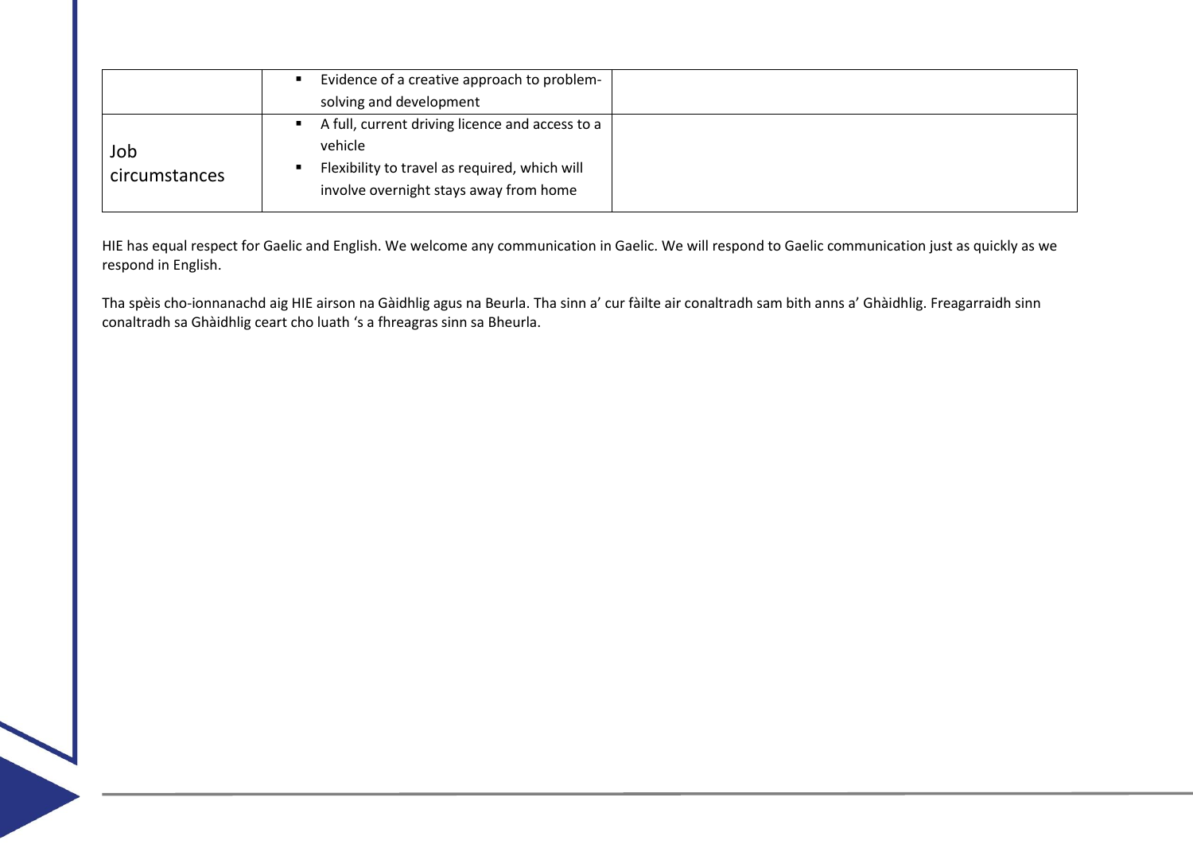| | | |
|---|---|---|
| | ▪ Evidence of a creative approach to problem-solving and development | |
| Job circumstances | ▪ A full, current driving licence and access to a vehicle<br>▪ Flexibility to travel as required, which will involve overnight stays away from home | |

HIE has equal respect for Gaelic and English. We welcome any communication in Gaelic. We will respond to Gaelic communication just as quickly as we respond in English.

Tha spèis cho-ionnanachd aig HIE airson na Gàidhlig agus na Beurla. Tha sinn a' cur fàilte air conaltradh sam bith anns a' Ghàidhlig. Freagarraidh sinn conaltradh sa Ghàidhlig ceart cho luath 's a fhreagras sinn sa Bheurla.